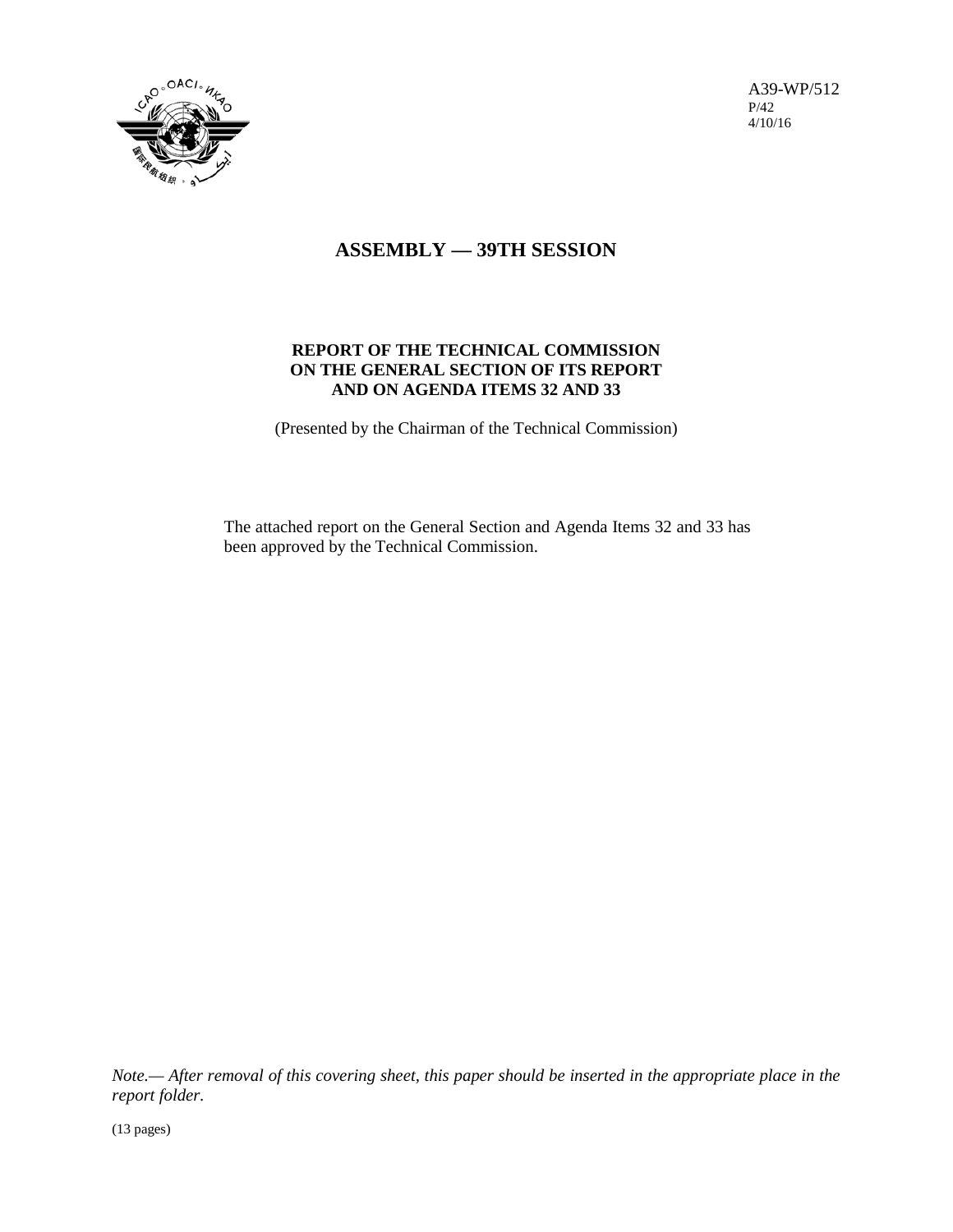A39-WP/512
P/42
4/10/16

# ASSEMBLY — 39TH SESSION

## REPORT OF THE TECHNICAL COMMISSION ON THE GENERAL SECTION OF ITS REPORT AND ON AGENDA ITEMS 32 AND 33

(Presented by the Chairman of the Technical Commission)

The attached report on the General Section and Agenda Items 32 and 33 has been approved by the Technical Commission.

*Note.— After removal of this covering sheet, this paper should be inserted in the appropriate place in the report folder.*

(13 pages)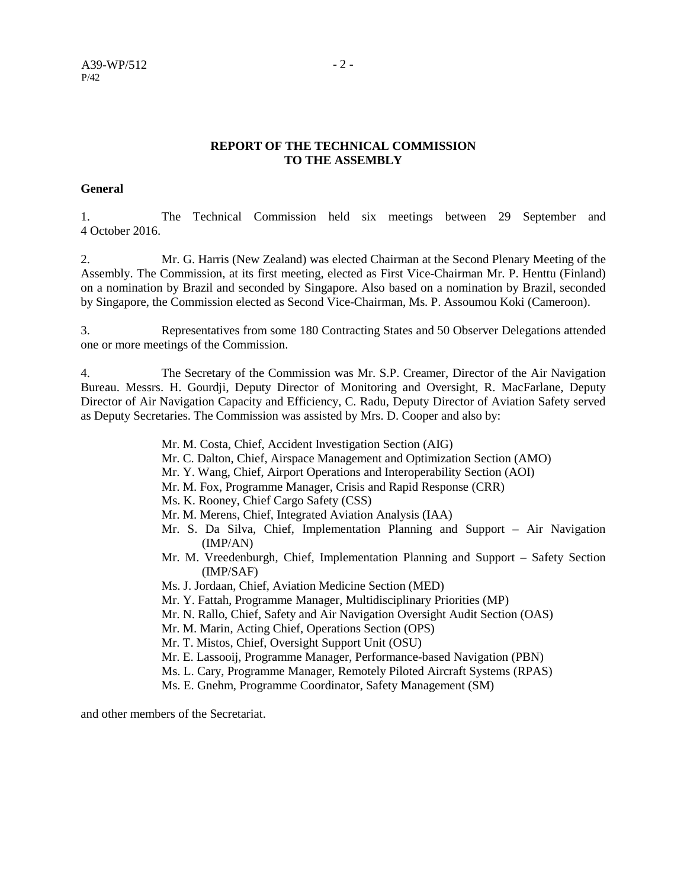## REPORT OF THE TECHNICAL COMMISSION TO THE ASSEMBLY

### General

1. The Technical Commission held six meetings between 29 September and 4 October 2016.

2. Mr. G. Harris (New Zealand) was elected Chairman at the Second Plenary Meeting of the Assembly. The Commission, at its first meeting, elected as First Vice-Chairman Mr. P. Henttu (Finland) on a nomination by Brazil and seconded by Singapore. Also based on a nomination by Brazil, seconded by Singapore, the Commission elected as Second Vice-Chairman, Ms. P. Assoumou Koki (Cameroon).

3. Representatives from some 180 Contracting States and 50 Observer Delegations attended one or more meetings of the Commission.

4. The Secretary of the Commission was Mr. S.P. Creamer, Director of the Air Navigation Bureau. Messrs. H. Gourdji, Deputy Director of Monitoring and Oversight, R. MacFarlane, Deputy Director of Air Navigation Capacity and Efficiency, C. Radu, Deputy Director of Aviation Safety served as Deputy Secretaries. The Commission was assisted by Mrs. D. Cooper and also by:

- Mr. M. Costa, Chief, Accident Investigation Section (AIG)
- Mr. C. Dalton, Chief, Airspace Management and Optimization Section (AMO)
- Mr. Y. Wang, Chief, Airport Operations and Interoperability Section (AOI)
- Mr. M. Fox, Programme Manager, Crisis and Rapid Response (CRR)
- Ms. K. Rooney, Chief Cargo Safety (CSS)
- Mr. M. Merens, Chief, Integrated Aviation Analysis (IAA)
- Mr. S. Da Silva, Chief, Implementation Planning and Support – Air Navigation (IMP/AN)
- Mr. M. Vreedenburgh, Chief, Implementation Planning and Support – Safety Section (IMP/SAF)
- Ms. J. Jordaan, Chief, Aviation Medicine Section (MED)
- Mr. Y. Fattah, Programme Manager, Multidisciplinary Priorities (MP)
- Mr. N. Rallo, Chief, Safety and Air Navigation Oversight Audit Section (OAS)
- Mr. M. Marin, Acting Chief, Operations Section (OPS)
- Mr. T. Mistos, Chief, Oversight Support Unit (OSU)
- Mr. E. Lassooij, Programme Manager, Performance-based Navigation (PBN)
- Ms. L. Cary, Programme Manager, Remotely Piloted Aircraft Systems (RPAS)
- Ms. E. Gnehm, Programme Coordinator, Safety Management (SM)

and other members of the Secretariat.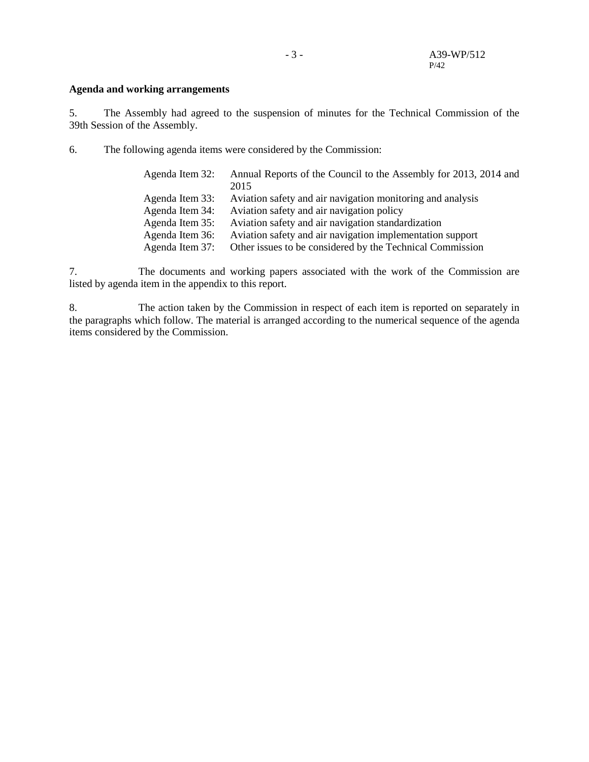**Agenda and working arrangements**

5. The Assembly had agreed to the suspension of minutes for the Technical Commission of the 39th Session of the Assembly.

6. The following agenda items were considered by the Commission:

| | |
|---|---|
| Agenda Item 32: | Annual Reports of the Council to the Assembly for 2013, 2014 and 2015 |
| Agenda Item 33: | Aviation safety and air navigation monitoring and analysis |
| Agenda Item 34: | Aviation safety and air navigation policy |
| Agenda Item 35: | Aviation safety and air navigation standardization |
| Agenda Item 36: | Aviation safety and air navigation implementation support |
| Agenda Item 37: | Other issues to be considered by the Technical Commission |

7. The documents and working papers associated with the work of the Commission are listed by agenda item in the appendix to this report.

8. The action taken by the Commission in respect of each item is reported on separately in the paragraphs which follow. The material is arranged according to the numerical sequence of the agenda items considered by the Commission.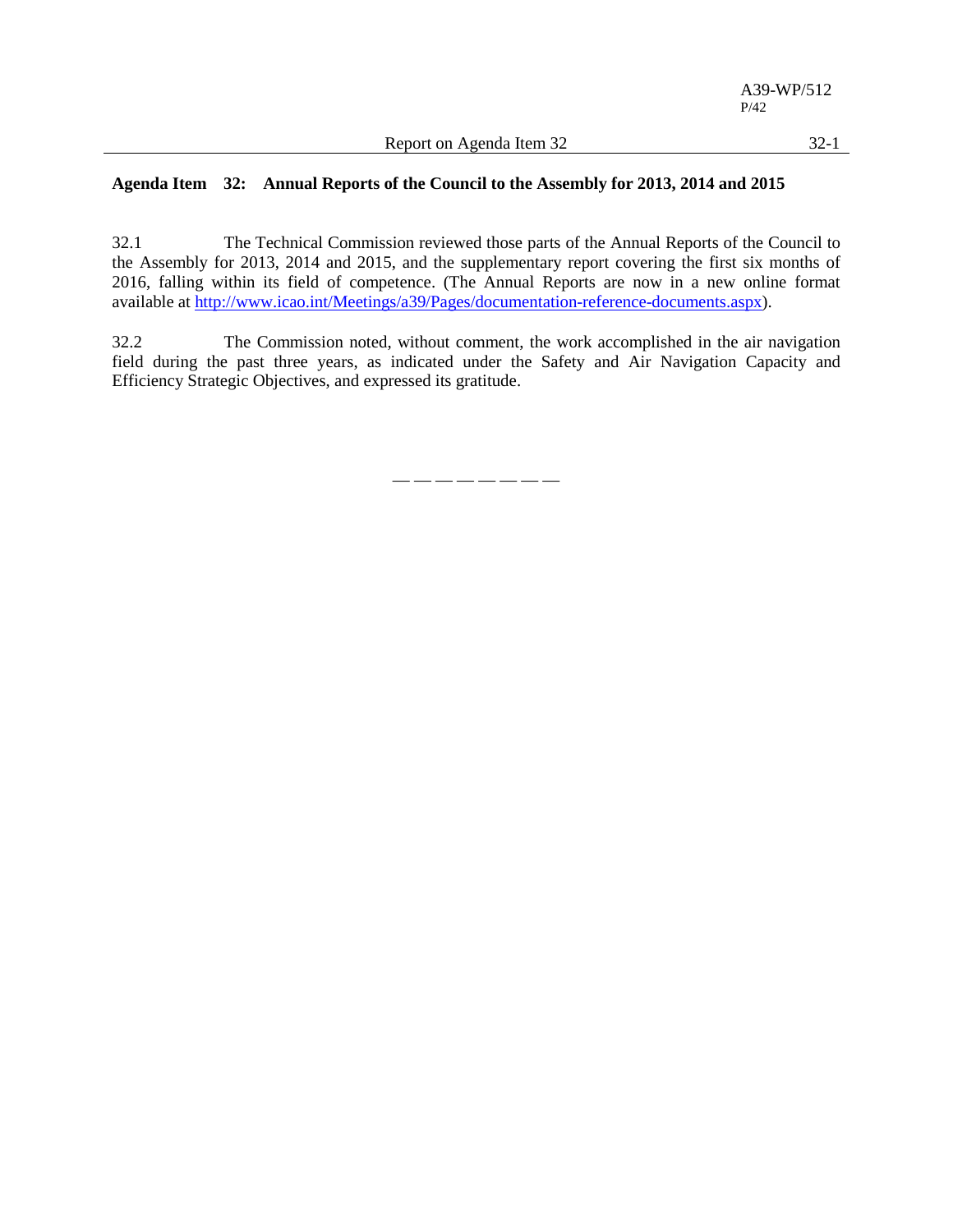**Agenda Item 32: Annual Reports of the Council to the Assembly for 2013, 2014 and 2015**

32.1 The Technical Commission reviewed those parts of the Annual Reports of the Council to the Assembly for 2013, 2014 and 2015, and the supplementary report covering the first six months of 2016, falling within its field of competence. (The Annual Reports are now in a new online format available at http://www.icao.int/Meetings/a39/Pages/documentation-reference-documents.aspx).

32.2 The Commission noted, without comment, the work accomplished in the air navigation field during the past three years, as indicated under the Safety and Air Navigation Capacity and Efficiency Strategic Objectives, and expressed its gratitude.

— — — — — — — —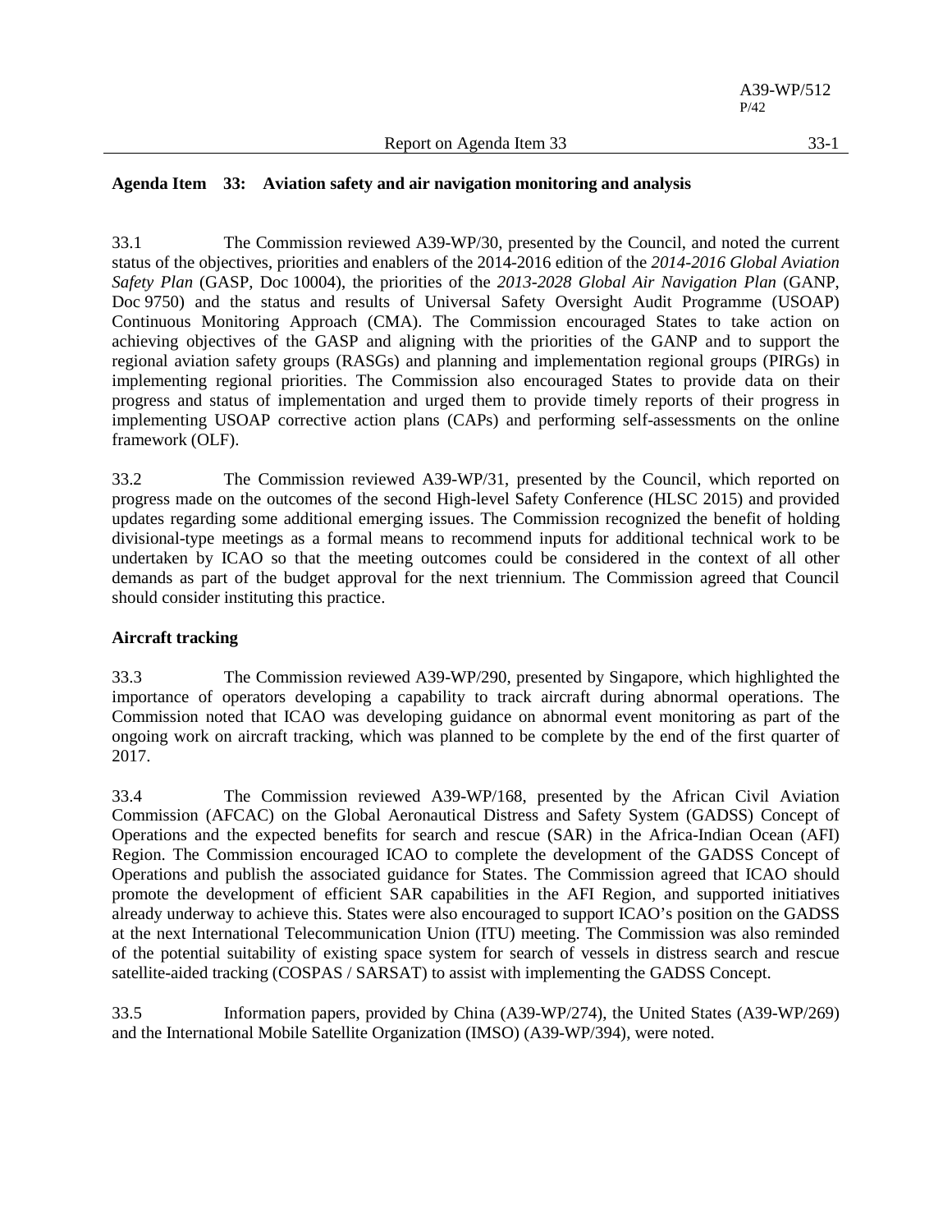## Agenda Item 33: Aviation safety and air navigation monitoring and analysis

33.1 The Commission reviewed A39-WP/30, presented by the Council, and noted the current status of the objectives, priorities and enablers of the 2014-2016 edition of the *2014-2016 Global Aviation Safety Plan* (GASP, Doc 10004), the priorities of the *2013-2028 Global Air Navigation Plan* (GANP, Doc 9750) and the status and results of Universal Safety Oversight Audit Programme (USOAP) Continuous Monitoring Approach (CMA). The Commission encouraged States to take action on achieving objectives of the GASP and aligning with the priorities of the GANP and to support the regional aviation safety groups (RASGs) and planning and implementation regional groups (PIRGs) in implementing regional priorities. The Commission also encouraged States to provide data on their progress and status of implementation and urged them to provide timely reports of their progress in implementing USOAP corrective action plans (CAPs) and performing self-assessments on the online framework (OLF).

33.2 The Commission reviewed A39-WP/31, presented by the Council, which reported on progress made on the outcomes of the second High-level Safety Conference (HLSC 2015) and provided updates regarding some additional emerging issues. The Commission recognized the benefit of holding divisional-type meetings as a formal means to recommend inputs for additional technical work to be undertaken by ICAO so that the meeting outcomes could be considered in the context of all other demands as part of the budget approval for the next triennium. The Commission agreed that Council should consider instituting this practice.

### Aircraft tracking

33.3 The Commission reviewed A39-WP/290, presented by Singapore, which highlighted the importance of operators developing a capability to track aircraft during abnormal operations. The Commission noted that ICAO was developing guidance on abnormal event monitoring as part of the ongoing work on aircraft tracking, which was planned to be complete by the end of the first quarter of 2017.

33.4 The Commission reviewed A39-WP/168, presented by the African Civil Aviation Commission (AFCAC) on the Global Aeronautical Distress and Safety System (GADSS) Concept of Operations and the expected benefits for search and rescue (SAR) in the Africa-Indian Ocean (AFI) Region. The Commission encouraged ICAO to complete the development of the GADSS Concept of Operations and publish the associated guidance for States. The Commission agreed that ICAO should promote the development of efficient SAR capabilities in the AFI Region, and supported initiatives already underway to achieve this. States were also encouraged to support ICAO's position on the GADSS at the next International Telecommunication Union (ITU) meeting. The Commission was also reminded of the potential suitability of existing space system for search of vessels in distress search and rescue satellite-aided tracking (COSPAS / SARSAT) to assist with implementing the GADSS Concept.

33.5 Information papers, provided by China (A39-WP/274), the United States (A39-WP/269) and the International Mobile Satellite Organization (IMSO) (A39-WP/394), were noted.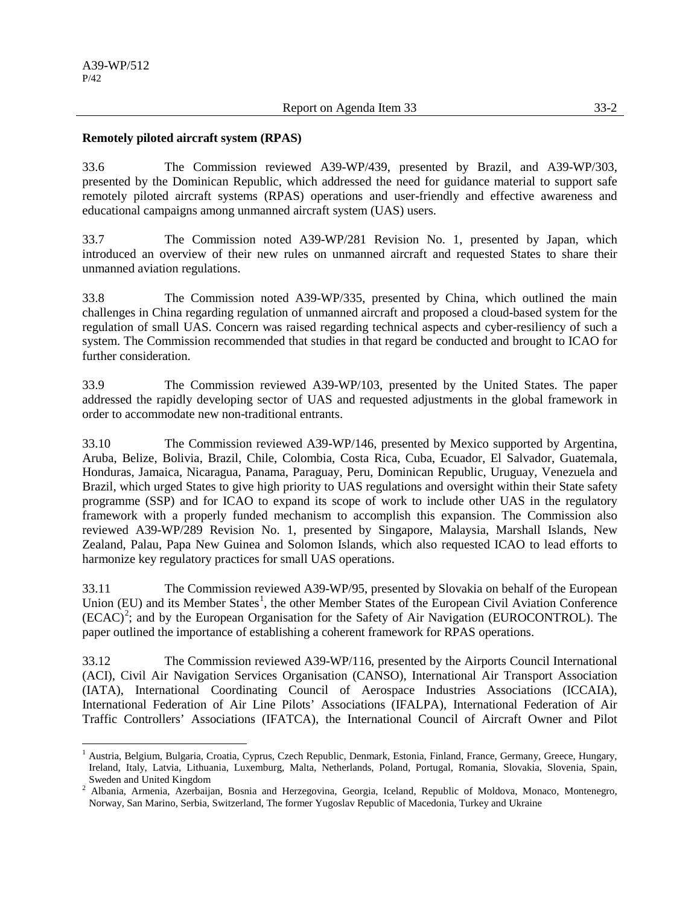**Remotely piloted aircraft system (RPAS)**

33.6 The Commission reviewed A39-WP/439, presented by Brazil, and A39-WP/303, presented by the Dominican Republic, which addressed the need for guidance material to support safe remotely piloted aircraft systems (RPAS) operations and user-friendly and effective awareness and educational campaigns among unmanned aircraft system (UAS) users.

33.7 The Commission noted A39-WP/281 Revision No. 1, presented by Japan, which introduced an overview of their new rules on unmanned aircraft and requested States to share their unmanned aviation regulations.

33.8 The Commission noted A39-WP/335, presented by China, which outlined the main challenges in China regarding regulation of unmanned aircraft and proposed a cloud-based system for the regulation of small UAS. Concern was raised regarding technical aspects and cyber-resiliency of such a system. The Commission recommended that studies in that regard be conducted and brought to ICAO for further consideration.

33.9 The Commission reviewed A39-WP/103, presented by the United States. The paper addressed the rapidly developing sector of UAS and requested adjustments in the global framework in order to accommodate new non-traditional entrants.

33.10 The Commission reviewed A39-WP/146, presented by Mexico supported by Argentina, Aruba, Belize, Bolivia, Brazil, Chile, Colombia, Costa Rica, Cuba, Ecuador, El Salvador, Guatemala, Honduras, Jamaica, Nicaragua, Panama, Paraguay, Peru, Dominican Republic, Uruguay, Venezuela and Brazil, which urged States to give high priority to UAS regulations and oversight within their State safety programme (SSP) and for ICAO to expand its scope of work to include other UAS in the regulatory framework with a properly funded mechanism to accomplish this expansion. The Commission also reviewed A39-WP/289 Revision No. 1, presented by Singapore, Malaysia, Marshall Islands, New Zealand, Palau, Papa New Guinea and Solomon Islands, which also requested ICAO to lead efforts to harmonize key regulatory practices for small UAS operations.

33.11 The Commission reviewed A39-WP/95, presented by Slovakia on behalf of the European Union (EU) and its Member States[1], the other Member States of the European Civil Aviation Conference (ECAC)[2]; and by the European Organisation for the Safety of Air Navigation (EUROCONTROL). The paper outlined the importance of establishing a coherent framework for RPAS operations.

33.12 The Commission reviewed A39-WP/116, presented by the Airports Council International (ACI), Civil Air Navigation Services Organisation (CANSO), International Air Transport Association (IATA), International Coordinating Council of Aerospace Industries Associations (ICCAIA), International Federation of Air Line Pilots' Associations (IFALPA), International Federation of Air Traffic Controllers' Associations (IFATCA), the International Council of Aircraft Owner and Pilot

---

[1] Austria, Belgium, Bulgaria, Croatia, Cyprus, Czech Republic, Denmark, Estonia, Finland, France, Germany, Greece, Hungary, Ireland, Italy, Latvia, Lithuania, Luxemburg, Malta, Netherlands, Poland, Portugal, Romania, Slovakia, Slovenia, Spain, Sweden and United Kingdom

[2] Albania, Armenia, Azerbaijan, Bosnia and Herzegovina, Georgia, Iceland, Republic of Moldova, Monaco, Montenegro, Norway, San Marino, Serbia, Switzerland, The former Yugoslav Republic of Macedonia, Turkey and Ukraine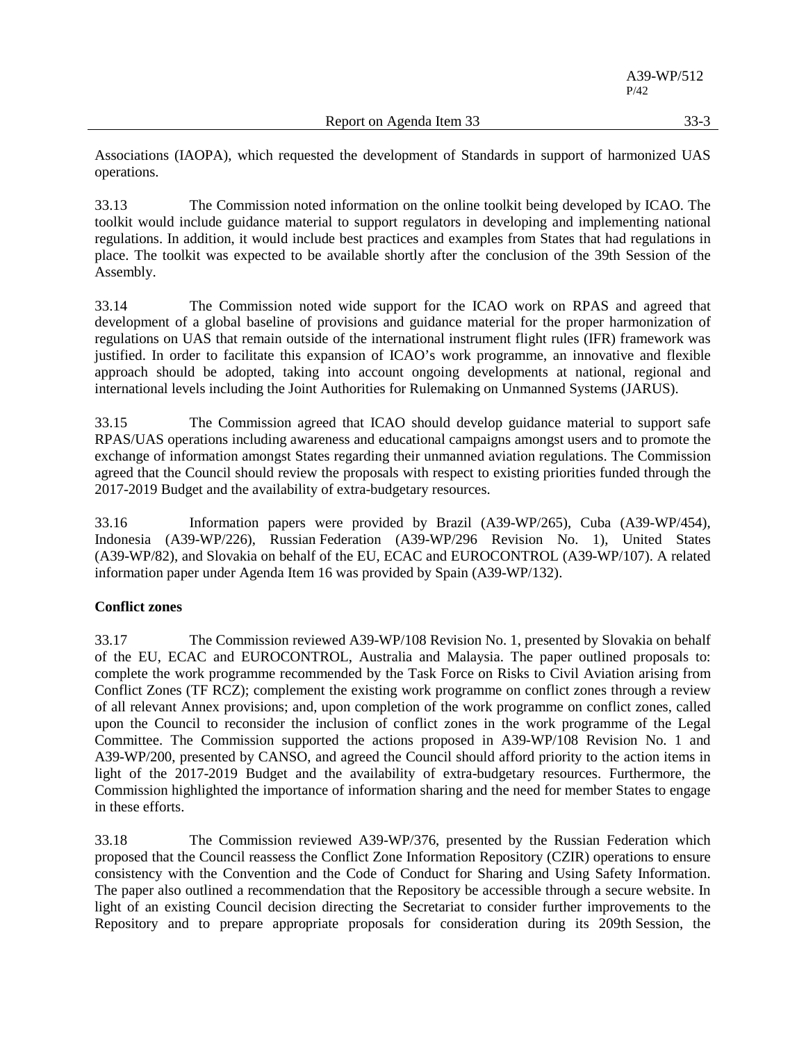Associations (IAOPA), which requested the development of Standards in support of harmonized UAS operations.

33.13 The Commission noted information on the online toolkit being developed by ICAO. The toolkit would include guidance material to support regulators in developing and implementing national regulations. In addition, it would include best practices and examples from States that had regulations in place. The toolkit was expected to be available shortly after the conclusion of the 39th Session of the Assembly.

33.14 The Commission noted wide support for the ICAO work on RPAS and agreed that development of a global baseline of provisions and guidance material for the proper harmonization of regulations on UAS that remain outside of the international instrument flight rules (IFR) framework was justified. In order to facilitate this expansion of ICAO's work programme, an innovative and flexible approach should be adopted, taking into account ongoing developments at national, regional and international levels including the Joint Authorities for Rulemaking on Unmanned Systems (JARUS).

33.15 The Commission agreed that ICAO should develop guidance material to support safe RPAS/UAS operations including awareness and educational campaigns amongst users and to promote the exchange of information amongst States regarding their unmanned aviation regulations. The Commission agreed that the Council should review the proposals with respect to existing priorities funded through the 2017-2019 Budget and the availability of extra-budgetary resources.

33.16 Information papers were provided by Brazil (A39-WP/265), Cuba (A39-WP/454), Indonesia (A39-WP/226), Russian Federation (A39-WP/296 Revision No. 1), United States (A39-WP/82), and Slovakia on behalf of the EU, ECAC and EUROCONTROL (A39-WP/107). A related information paper under Agenda Item 16 was provided by Spain (A39-WP/132).

**Conflict zones**

33.17 The Commission reviewed A39-WP/108 Revision No. 1, presented by Slovakia on behalf of the EU, ECAC and EUROCONTROL, Australia and Malaysia. The paper outlined proposals to: complete the work programme recommended by the Task Force on Risks to Civil Aviation arising from Conflict Zones (TF RCZ); complement the existing work programme on conflict zones through a review of all relevant Annex provisions; and, upon completion of the work programme on conflict zones, called upon the Council to reconsider the inclusion of conflict zones in the work programme of the Legal Committee. The Commission supported the actions proposed in A39-WP/108 Revision No. 1 and A39-WP/200, presented by CANSO, and agreed the Council should afford priority to the action items in light of the 2017-2019 Budget and the availability of extra-budgetary resources. Furthermore, the Commission highlighted the importance of information sharing and the need for member States to engage in these efforts.

33.18 The Commission reviewed A39-WP/376, presented by the Russian Federation which proposed that the Council reassess the Conflict Zone Information Repository (CZIR) operations to ensure consistency with the Convention and the Code of Conduct for Sharing and Using Safety Information. The paper also outlined a recommendation that the Repository be accessible through a secure website. In light of an existing Council decision directing the Secretariat to consider further improvements to the Repository and to prepare appropriate proposals for consideration during its 209th Session, the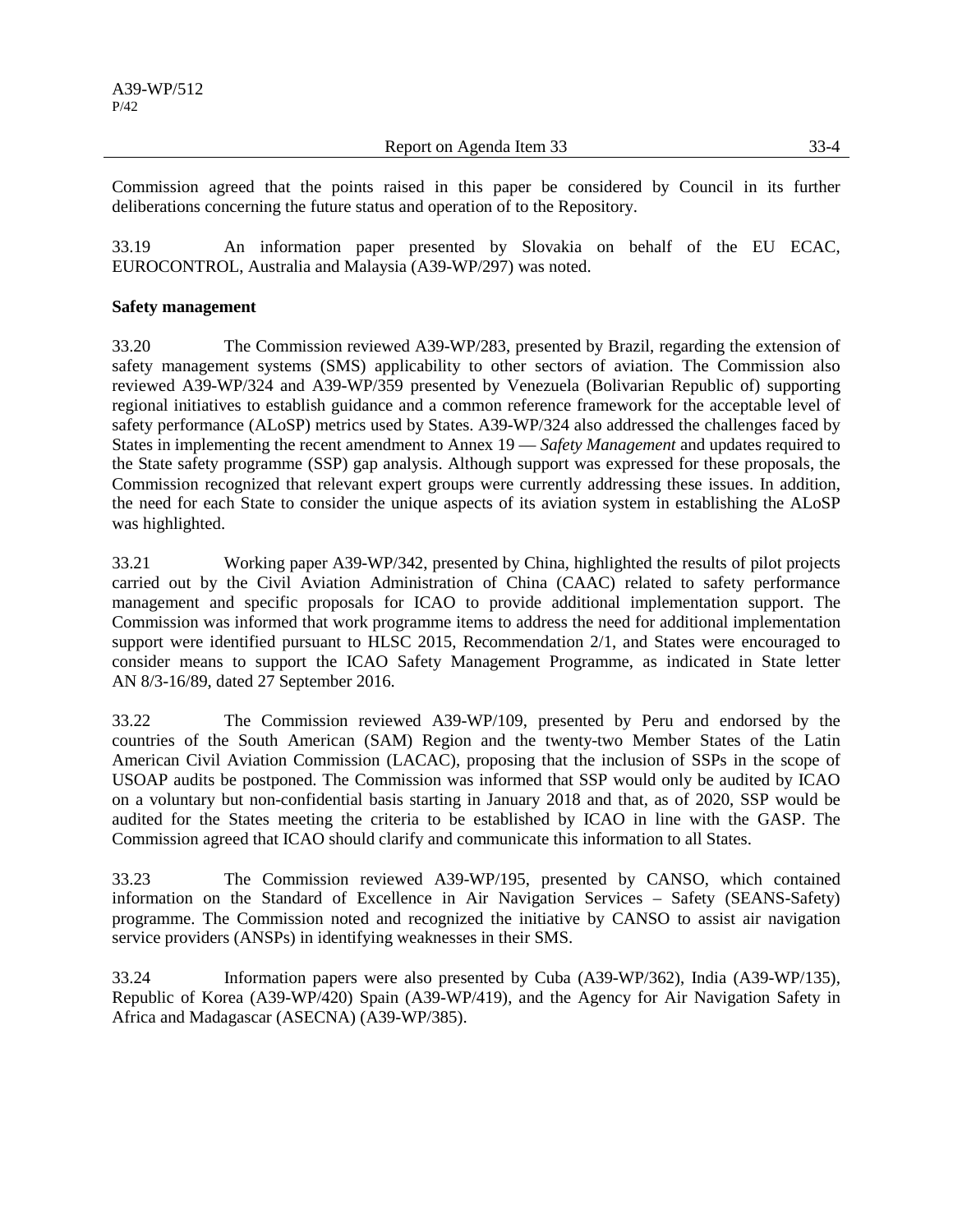Commission agreed that the points raised in this paper be considered by Council in its further deliberations concerning the future status and operation of to the Repository.

33.19 An information paper presented by Slovakia on behalf of the EU ECAC, EUROCONTROL, Australia and Malaysia (A39-WP/297) was noted.

**Safety management**

33.20 The Commission reviewed A39-WP/283, presented by Brazil, regarding the extension of safety management systems (SMS) applicability to other sectors of aviation. The Commission also reviewed A39-WP/324 and A39-WP/359 presented by Venezuela (Bolivarian Republic of) supporting regional initiatives to establish guidance and a common reference framework for the acceptable level of safety performance (ALoSP) metrics used by States. A39-WP/324 also addressed the challenges faced by States in implementing the recent amendment to Annex 19 — *Safety Management* and updates required to the State safety programme (SSP) gap analysis. Although support was expressed for these proposals, the Commission recognized that relevant expert groups were currently addressing these issues. In addition, the need for each State to consider the unique aspects of its aviation system in establishing the ALoSP was highlighted.

33.21 Working paper A39-WP/342, presented by China, highlighted the results of pilot projects carried out by the Civil Aviation Administration of China (CAAC) related to safety performance management and specific proposals for ICAO to provide additional implementation support. The Commission was informed that work programme items to address the need for additional implementation support were identified pursuant to HLSC 2015, Recommendation 2/1, and States were encouraged to consider means to support the ICAO Safety Management Programme, as indicated in State letter AN 8/3-16/89, dated 27 September 2016.

33.22 The Commission reviewed A39-WP/109, presented by Peru and endorsed by the countries of the South American (SAM) Region and the twenty-two Member States of the Latin American Civil Aviation Commission (LACAC), proposing that the inclusion of SSPs in the scope of USOAP audits be postponed. The Commission was informed that SSP would only be audited by ICAO on a voluntary but non-confidential basis starting in January 2018 and that, as of 2020, SSP would be audited for the States meeting the criteria to be established by ICAO in line with the GASP. The Commission agreed that ICAO should clarify and communicate this information to all States.

33.23 The Commission reviewed A39-WP/195, presented by CANSO, which contained information on the Standard of Excellence in Air Navigation Services – Safety (SEANS-Safety) programme. The Commission noted and recognized the initiative by CANSO to assist air navigation service providers (ANSPs) in identifying weaknesses in their SMS.

33.24 Information papers were also presented by Cuba (A39-WP/362), India (A39-WP/135), Republic of Korea (A39-WP/420) Spain (A39-WP/419), and the Agency for Air Navigation Safety in Africa and Madagascar (ASECNA) (A39-WP/385).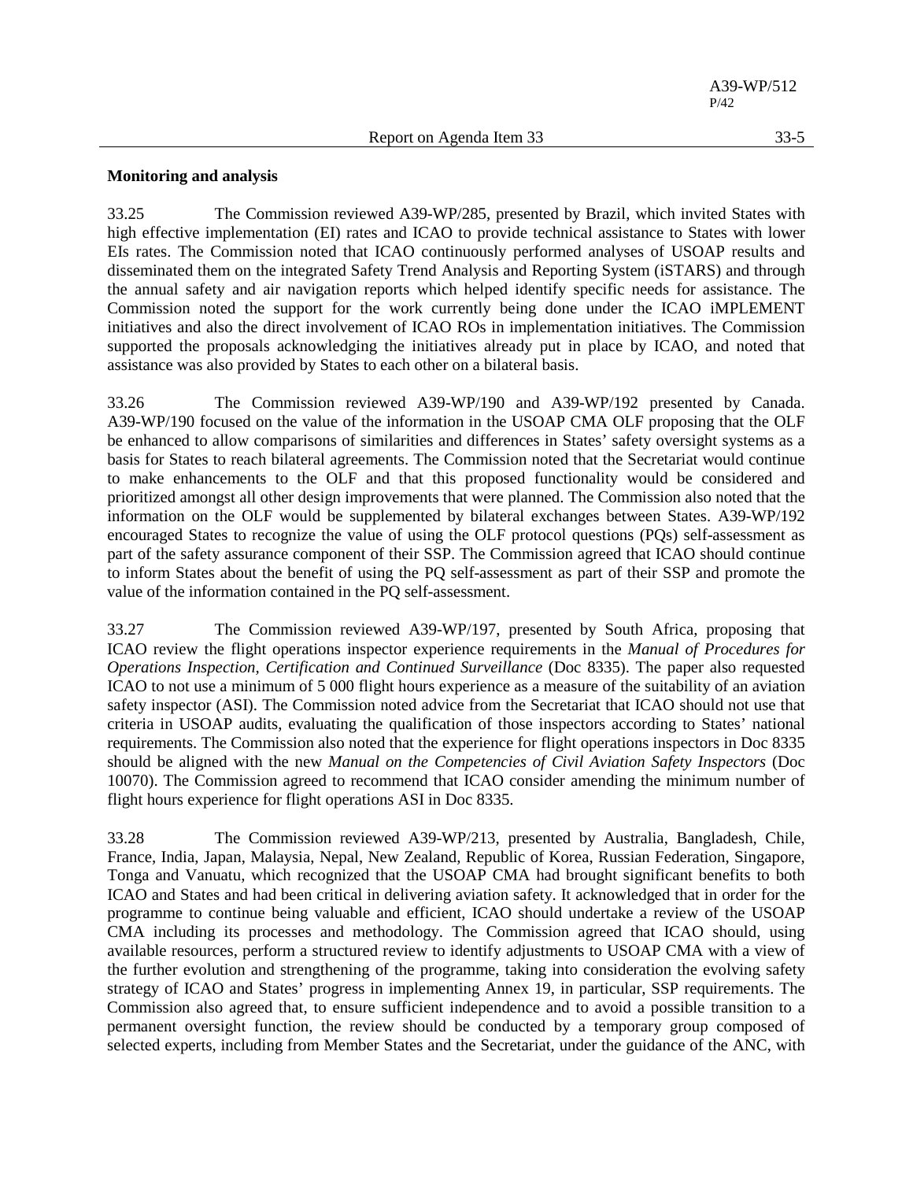**Monitoring and analysis**

33.25 The Commission reviewed A39-WP/285, presented by Brazil, which invited States with high effective implementation (EI) rates and ICAO to provide technical assistance to States with lower EIs rates. The Commission noted that ICAO continuously performed analyses of USOAP results and disseminated them on the integrated Safety Trend Analysis and Reporting System (iSTARS) and through the annual safety and air navigation reports which helped identify specific needs for assistance. The Commission noted the support for the work currently being done under the ICAO iMPLEMENT initiatives and also the direct involvement of ICAO ROs in implementation initiatives. The Commission supported the proposals acknowledging the initiatives already put in place by ICAO, and noted that assistance was also provided by States to each other on a bilateral basis.

33.26 The Commission reviewed A39-WP/190 and A39-WP/192 presented by Canada. A39-WP/190 focused on the value of the information in the USOAP CMA OLF proposing that the OLF be enhanced to allow comparisons of similarities and differences in States' safety oversight systems as a basis for States to reach bilateral agreements. The Commission noted that the Secretariat would continue to make enhancements to the OLF and that this proposed functionality would be considered and prioritized amongst all other design improvements that were planned. The Commission also noted that the information on the OLF would be supplemented by bilateral exchanges between States. A39-WP/192 encouraged States to recognize the value of using the OLF protocol questions (PQs) self-assessment as part of the safety assurance component of their SSP. The Commission agreed that ICAO should continue to inform States about the benefit of using the PQ self-assessment as part of their SSP and promote the value of the information contained in the PQ self-assessment.

33.27 The Commission reviewed A39-WP/197, presented by South Africa, proposing that ICAO review the flight operations inspector experience requirements in the *Manual of Procedures for Operations Inspection, Certification and Continued Surveillance* (Doc 8335). The paper also requested ICAO to not use a minimum of 5 000 flight hours experience as a measure of the suitability of an aviation safety inspector (ASI). The Commission noted advice from the Secretariat that ICAO should not use that criteria in USOAP audits, evaluating the qualification of those inspectors according to States' national requirements. The Commission also noted that the experience for flight operations inspectors in Doc 8335 should be aligned with the new *Manual on the Competencies of Civil Aviation Safety Inspectors* (Doc 10070). The Commission agreed to recommend that ICAO consider amending the minimum number of flight hours experience for flight operations ASI in Doc 8335.

33.28 The Commission reviewed A39-WP/213, presented by Australia, Bangladesh, Chile, France, India, Japan, Malaysia, Nepal, New Zealand, Republic of Korea, Russian Federation, Singapore, Tonga and Vanuatu, which recognized that the USOAP CMA had brought significant benefits to both ICAO and States and had been critical in delivering aviation safety. It acknowledged that in order for the programme to continue being valuable and efficient, ICAO should undertake a review of the USOAP CMA including its processes and methodology. The Commission agreed that ICAO should, using available resources, perform a structured review to identify adjustments to USOAP CMA with a view of the further evolution and strengthening of the programme, taking into consideration the evolving safety strategy of ICAO and States' progress in implementing Annex 19, in particular, SSP requirements. The Commission also agreed that, to ensure sufficient independence and to avoid a possible transition to a permanent oversight function, the review should be conducted by a temporary group composed of selected experts, including from Member States and the Secretariat, under the guidance of the ANC, with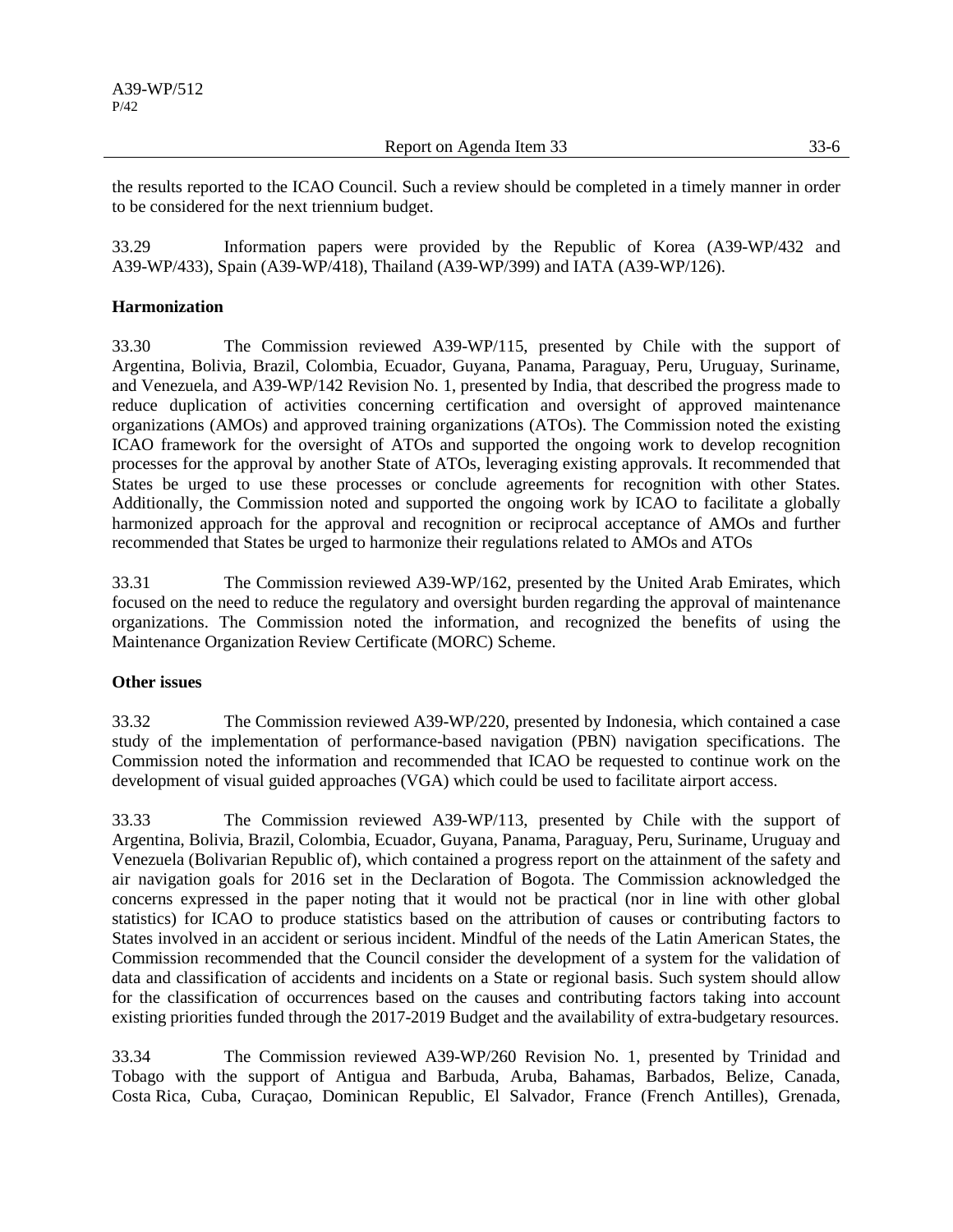the results reported to the ICAO Council. Such a review should be completed in a timely manner in order to be considered for the next triennium budget.

33.29 Information papers were provided by the Republic of Korea (A39-WP/432 and A39-WP/433), Spain (A39-WP/418), Thailand (A39-WP/399) and IATA (A39-WP/126).

**Harmonization**

33.30 The Commission reviewed A39-WP/115, presented by Chile with the support of Argentina, Bolivia, Brazil, Colombia, Ecuador, Guyana, Panama, Paraguay, Peru, Uruguay, Suriname, and Venezuela, and A39-WP/142 Revision No. 1, presented by India, that described the progress made to reduce duplication of activities concerning certification and oversight of approved maintenance organizations (AMOs) and approved training organizations (ATOs). The Commission noted the existing ICAO framework for the oversight of ATOs and supported the ongoing work to develop recognition processes for the approval by another State of ATOs, leveraging existing approvals. It recommended that States be urged to use these processes or conclude agreements for recognition with other States. Additionally, the Commission noted and supported the ongoing work by ICAO to facilitate a globally harmonized approach for the approval and recognition or reciprocal acceptance of AMOs and further recommended that States be urged to harmonize their regulations related to AMOs and ATOs

33.31 The Commission reviewed A39-WP/162, presented by the United Arab Emirates, which focused on the need to reduce the regulatory and oversight burden regarding the approval of maintenance organizations. The Commission noted the information, and recognized the benefits of using the Maintenance Organization Review Certificate (MORC) Scheme.

**Other issues**

33.32 The Commission reviewed A39-WP/220, presented by Indonesia, which contained a case study of the implementation of performance-based navigation (PBN) navigation specifications. The Commission noted the information and recommended that ICAO be requested to continue work on the development of visual guided approaches (VGA) which could be used to facilitate airport access.

33.33 The Commission reviewed A39-WP/113, presented by Chile with the support of Argentina, Bolivia, Brazil, Colombia, Ecuador, Guyana, Panama, Paraguay, Peru, Suriname, Uruguay and Venezuela (Bolivarian Republic of), which contained a progress report on the attainment of the safety and air navigation goals for 2016 set in the Declaration of Bogota. The Commission acknowledged the concerns expressed in the paper noting that it would not be practical (nor in line with other global statistics) for ICAO to produce statistics based on the attribution of causes or contributing factors to States involved in an accident or serious incident. Mindful of the needs of the Latin American States, the Commission recommended that the Council consider the development of a system for the validation of data and classification of accidents and incidents on a State or regional basis. Such system should allow for the classification of occurrences based on the causes and contributing factors taking into account existing priorities funded through the 2017-2019 Budget and the availability of extra-budgetary resources.

33.34 The Commission reviewed A39-WP/260 Revision No. 1, presented by Trinidad and Tobago with the support of Antigua and Barbuda, Aruba, Bahamas, Barbados, Belize, Canada, Costa Rica, Cuba, Curaçao, Dominican Republic, El Salvador, France (French Antilles), Grenada,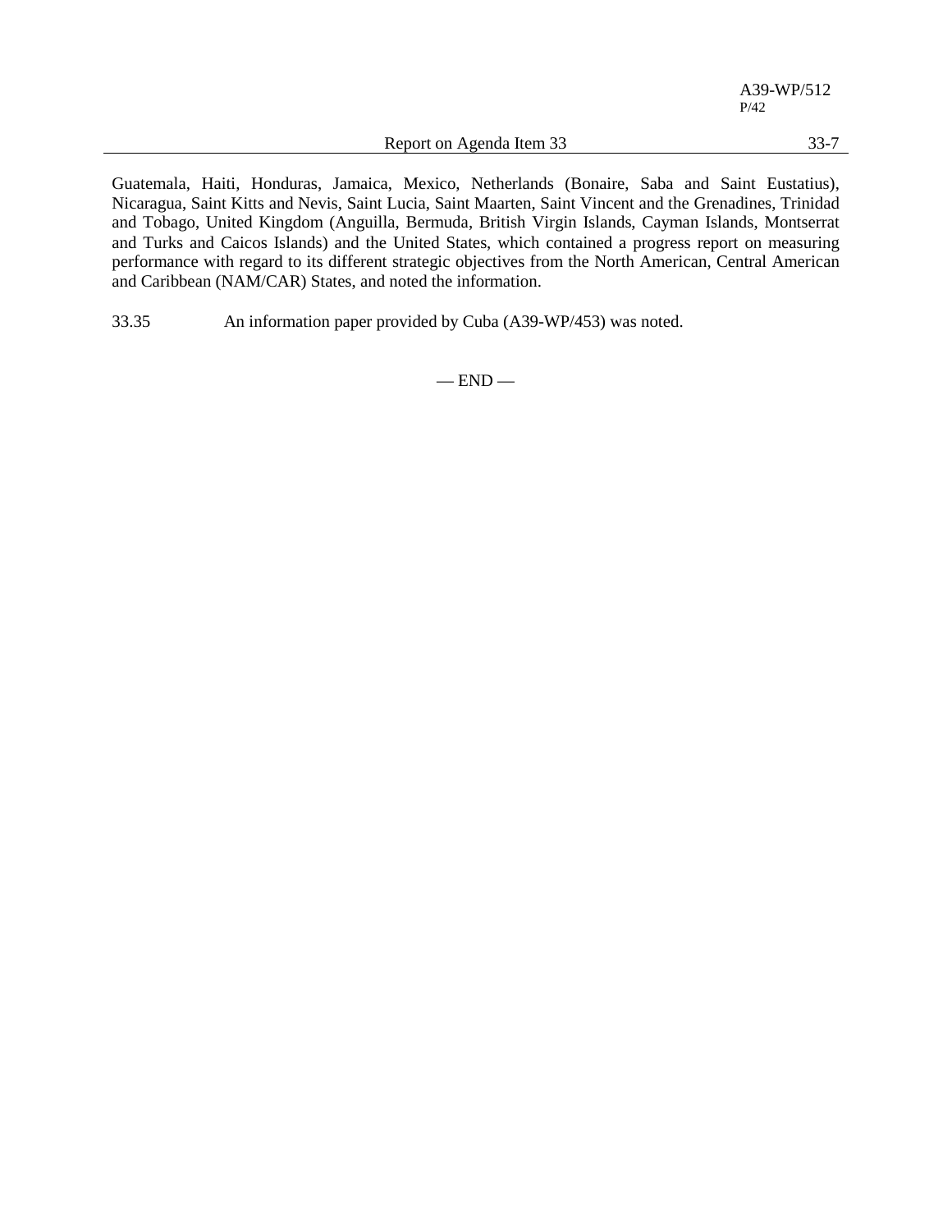Guatemala, Haiti, Honduras, Jamaica, Mexico, Netherlands (Bonaire, Saba and Saint Eustatius), Nicaragua, Saint Kitts and Nevis, Saint Lucia, Saint Maarten, Saint Vincent and the Grenadines, Trinidad and Tobago, United Kingdom (Anguilla, Bermuda, British Virgin Islands, Cayman Islands, Montserrat and Turks and Caicos Islands) and the United States, which contained a progress report on measuring performance with regard to its different strategic objectives from the North American, Central American and Caribbean (NAM/CAR) States, and noted the information.

33.35 An information paper provided by Cuba (A39-WP/453) was noted.

— END —